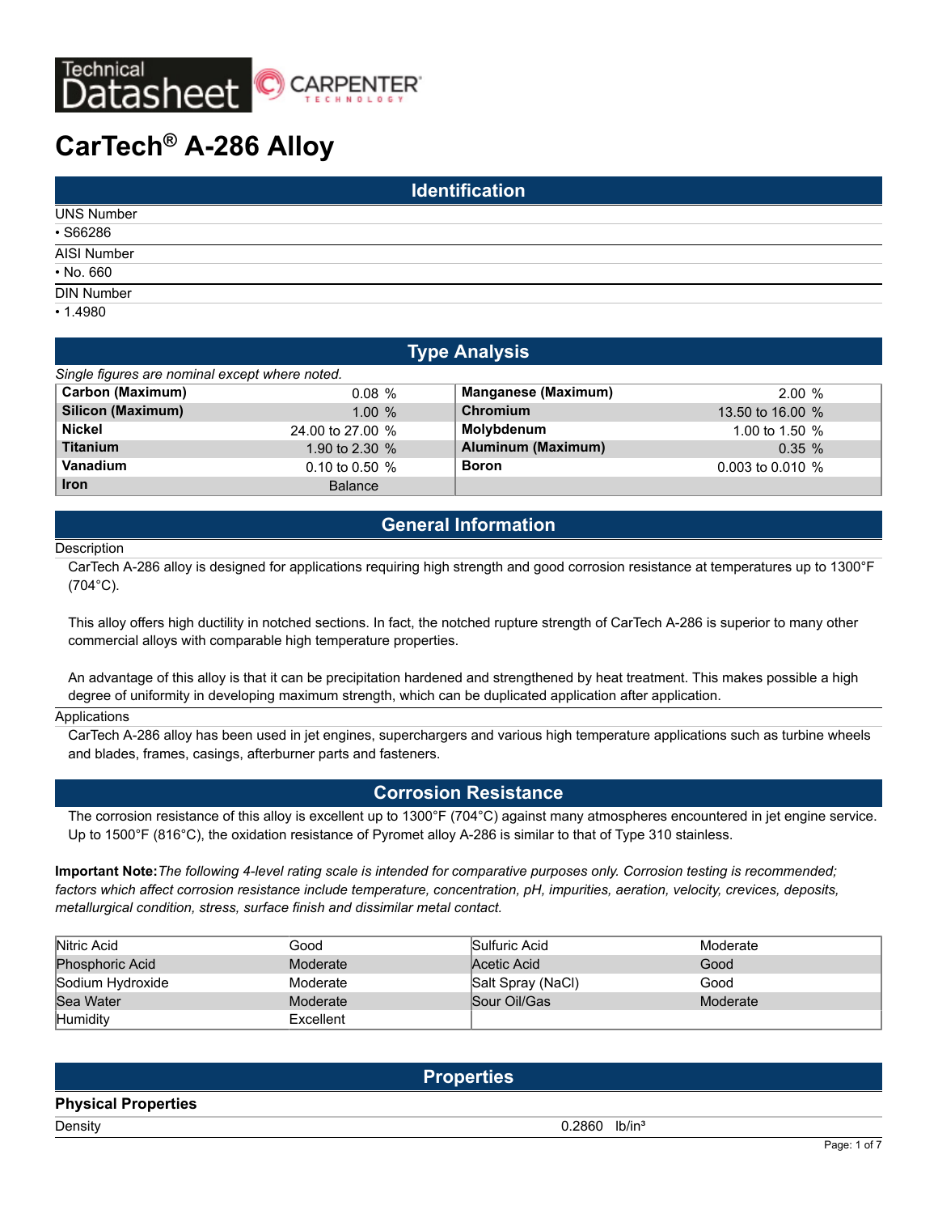Technical Datasheet — CARPENTER TECHNOLOGY

# CarTech® A-286 Alloy

## Identification

UNS Number

- S66286

AISI Number

- No. 660

DIN Number

- 1.4980

## Type Analysis

*Single figures are nominal except where noted.*

| Element | Value | Element | Value |
|---|---|---|---|
| **Carbon (Maximum)** | 0.08 % | **Manganese (Maximum)** | 2.00 % |
| **Silicon (Maximum)** | 1.00 % | **Chromium** | 13.50 to 16.00 % |
| **Nickel** | 24.00 to 27.00 % | **Molybdenum** | 1.00 to 1.50 % |
| **Titanium** | 1.90 to 2.30 % | **Aluminum (Maximum)** | 0.35 % |
| **Vanadium** | 0.10 to 0.50 % | **Boron** | 0.003 to 0.010 % |
| **Iron** | Balance | | |

## General Information

Description

CarTech A-286 alloy is designed for applications requiring high strength and good corrosion resistance at temperatures up to 1300°F (704°C).

This alloy offers high ductility in notched sections. In fact, the notched rupture strength of CarTech A-286 is superior to many other commercial alloys with comparable high temperature properties.

An advantage of this alloy is that it can be precipitation hardened and strengthened by heat treatment. This makes possible a high degree of uniformity in developing maximum strength, which can be duplicated application after application.

Applications

CarTech A-286 alloy has been used in jet engines, superchargers and various high temperature applications such as turbine wheels and blades, frames, casings, afterburner parts and fasteners.

## Corrosion Resistance

The corrosion resistance of this alloy is excellent up to 1300°F (704°C) against many atmospheres encountered in jet engine service. Up to 1500°F (816°C), the oxidation resistance of Pyromet alloy A-286 is similar to that of Type 310 stainless.

**Important Note:** *The following 4-level rating scale is intended for comparative purposes only. Corrosion testing is recommended; factors which affect corrosion resistance include temperature, concentration, pH, impurities, aeration, velocity, crevices, deposits, metallurgical condition, stress, surface finish and dissimilar metal contact.*

| Environment | Rating | Environment | Rating |
|---|---|---|---|
| Nitric Acid | Good | Sulfuric Acid | Moderate |
| Phosphoric Acid | Moderate | Acetic Acid | Good |
| Sodium Hydroxide | Moderate | Salt Spray (NaCl) | Good |
| Sea Water | Moderate | Sour Oil/Gas | Moderate |
| Humidity | Excellent | | |

## Properties

### Physical Properties

| Property | Value |
|---|---|
| Density | 0.2860 lb/in³ |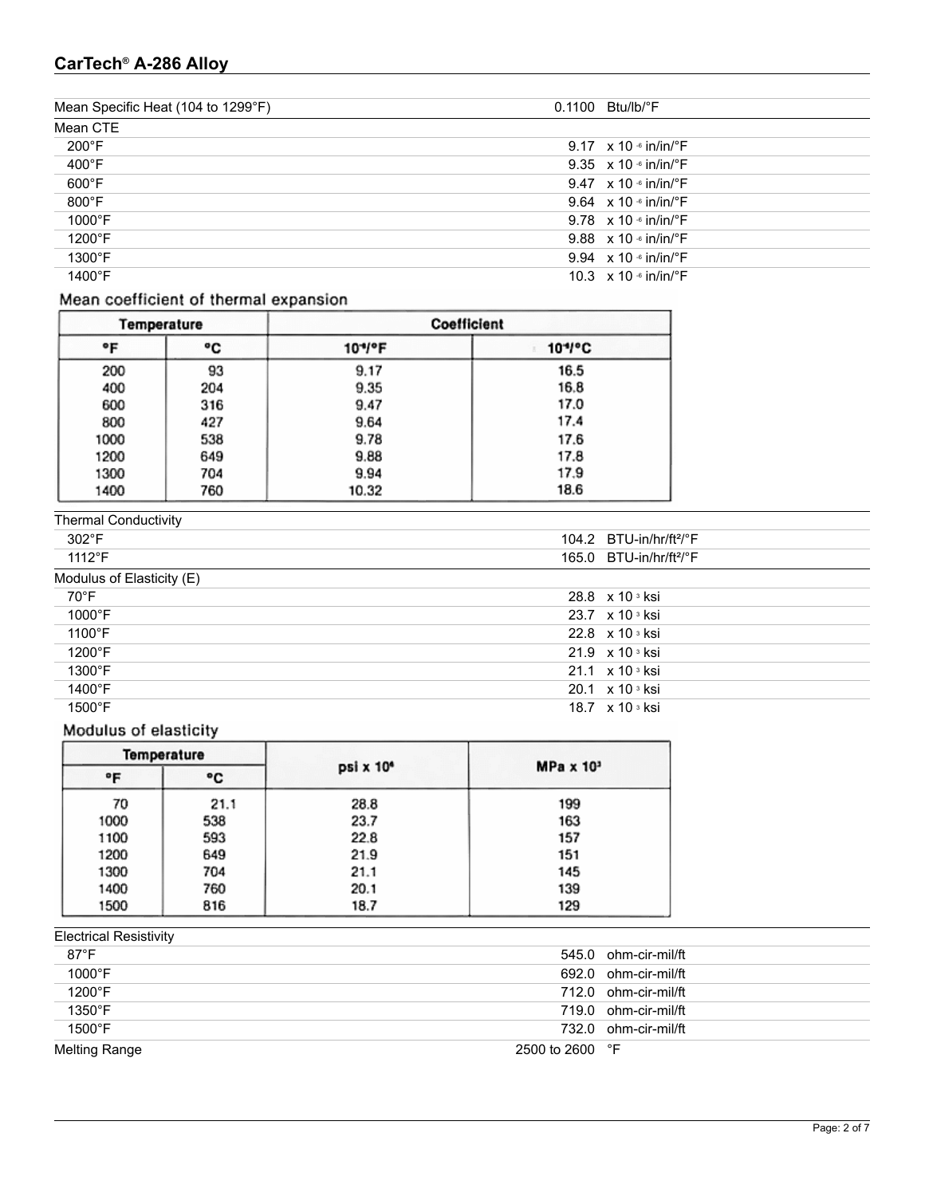## CarTech® A-286 Alloy

| | | |
|---|---|---|
| Mean Specific Heat (104 to 1299°F) | 0.1100 | Btu/lb/°F |
| **Mean CTE** | | |
| 200°F | 9.17 | x $10^{-6}$ in/in/°F |
| 400°F | 9.35 | x $10^{-6}$ in/in/°F |
| 600°F | 9.47 | x $10^{-6}$ in/in/°F |
| 800°F | 9.64 | x $10^{-6}$ in/in/°F |
| 1000°F | 9.78 | x $10^{-6}$ in/in/°F |
| 1200°F | 9.88 | x $10^{-6}$ in/in/°F |
| 1300°F | 9.94 | x $10^{-6}$ in/in/°F |
| 1400°F | 10.3 | x $10^{-6}$ in/in/°F |

Mean coefficient of thermal expansion

| Temperature | | Coefficient | |
|---|---|---|---|
| °F | °C | $10^{-6}$/°F | $10^{-6}$/°C |
| 200 | 93 | 9.17 | 16.5 |
| 400 | 204 | 9.35 | 16.8 |
| 600 | 316 | 9.47 | 17.0 |
| 800 | 427 | 9.64 | 17.4 |
| 1000 | 538 | 9.78 | 17.6 |
| 1200 | 649 | 9.88 | 17.8 |
| 1300 | 704 | 9.94 | 17.9 |
| 1400 | 760 | 10.32 | 18.6 |

| | | |
|---|---|---|
| **Thermal Conductivity** | | |
| 302°F | 104.2 | BTU-in/hr/ft²/°F |
| 1112°F | 165.0 | BTU-in/hr/ft²/°F |
| **Modulus of Elasticity (E)** | | |
| 70°F | 28.8 | x $10^{3}$ ksi |
| 1000°F | 23.7 | x $10^{3}$ ksi |
| 1100°F | 22.8 | x $10^{3}$ ksi |
| 1200°F | 21.9 | x $10^{3}$ ksi |
| 1300°F | 21.1 | x $10^{3}$ ksi |
| 1400°F | 20.1 | x $10^{3}$ ksi |
| 1500°F | 18.7 | x $10^{3}$ ksi |

Modulus of elasticity

| Temperature | | psi x $10^{6}$ | MPa x $10^{3}$ |
|---|---|---|---|
| °F | °C | | |
| 70 | 21.1 | 28.8 | 199 |
| 1000 | 538 | 23.7 | 163 |
| 1100 | 593 | 22.8 | 157 |
| 1200 | 649 | 21.9 | 151 |
| 1300 | 704 | 21.1 | 145 |
| 1400 | 760 | 20.1 | 139 |
| 1500 | 816 | 18.7 | 129 |

| | | |
|---|---|---|
| **Electrical Resistivity** | | |
| 87°F | 545.0 | ohm-cir-mil/ft |
| 1000°F | 692.0 | ohm-cir-mil/ft |
| 1200°F | 712.0 | ohm-cir-mil/ft |
| 1350°F | 719.0 | ohm-cir-mil/ft |
| 1500°F | 732.0 | ohm-cir-mil/ft |
| Melting Range | 2500 to 2600 | °F |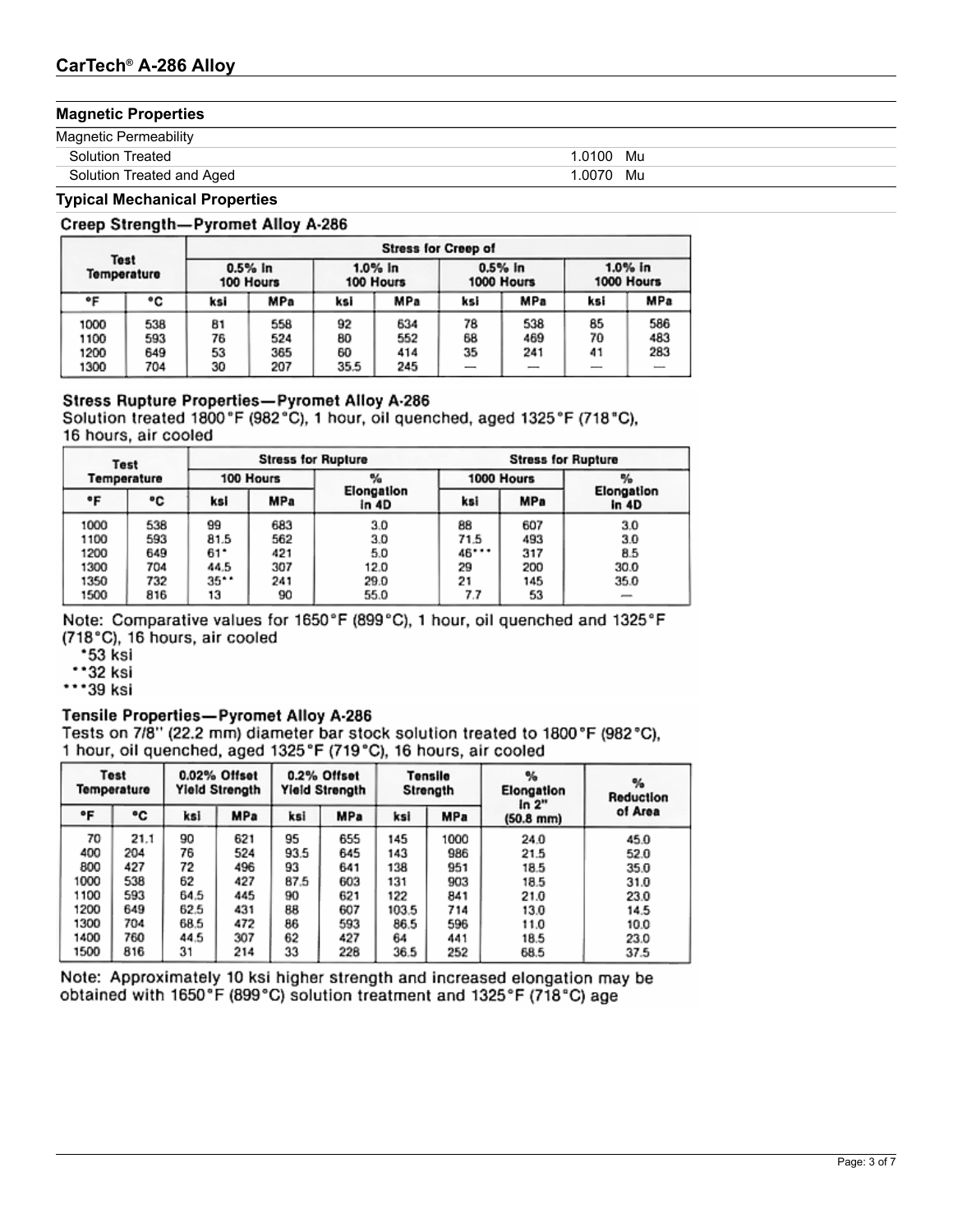## Magnetic Properties

| Magnetic Permeability | |
|---|---|
| Solution Treated | 1.0100 Mu |
| Solution Treated and Aged | 1.0070 Mu |

## Typical Mechanical Properties

### Creep Strength—Pyromet Alloy A-286

| Test Temperature | | Stress for Creep of | | | | | | | |
|---|---|---|---|---|---|---|---|---|---|
| | | 0.5% in 100 Hours | | 1.0% in 100 Hours | | 0.5% in 1000 Hours | | 1.0% in 1000 Hours | |
| °F | °C | ksi | MPa | ksi | MPa | ksi | MPa | ksi | MPa |
| 1000 | 538 | 81 | 558 | 92 | 634 | 78 | 538 | 85 | 586 |
| 1100 | 593 | 76 | 524 | 80 | 552 | 68 | 469 | 70 | 483 |
| 1200 | 649 | 53 | 365 | 60 | 414 | 35 | 241 | 41 | 283 |
| 1300 | 704 | 30 | 207 | 35.5 | 245 | — | — | — | — |

### Stress Rupture Properties—Pyromet Alloy A-286

Solution treated 1800°F (982°C), 1 hour, oil quenched, aged 1325°F (718°C), 16 hours, air cooled

| Test Temperature | | Stress for Rupture | | | Stress for Rupture | | |
|---|---|---|---|---|---|---|---|
| | | 100 Hours | | % Elongation in 4D | 1000 Hours | | % Elongation in 4D |
| °F | °C | ksi | MPa | | ksi | MPa | |
| 1000 | 538 | 99 | 683 | 3.0 | 88 | 607 | 3.0 |
| 1100 | 593 | 81.5 | 562 | 3.0 | 71.5 | 493 | 3.0 |
| 1200 | 649 | 61* | 421 | 5.0 | 46*** | 317 | 8.5 |
| 1300 | 704 | 44.5 | 307 | 12.0 | 29 | 200 | 30.0 |
| 1350 | 732 | 35** | 241 | 29.0 | 21 | 145 | 35.0 |
| 1500 | 816 | 13 | 90 | 55.0 | 7.7 | 53 | — |

Note: Comparative values for 1650°F (899°C), 1 hour, oil quenched and 1325°F (718°C), 16 hours, air cooled

*53 ksi
**32 ksi
***39 ksi

### Tensile Properties—Pyromet Alloy A-286

Tests on 7/8" (22.2 mm) diameter bar stock solution treated to 1800°F (982°C), 1 hour, oil quenched, aged 1325°F (719°C), 16 hours, air cooled

| Test Temperature | | 0.02% Offset Yield Strength | | 0.2% Offset Yield Strength | | Tensile Strength | | % Elongation in 2" (50.8 mm) | % Reduction of Area |
|---|---|---|---|---|---|---|---|---|---|
| °F | °C | ksi | MPa | ksi | MPa | ksi | MPa | | |
| 70 | 21.1 | 90 | 621 | 95 | 655 | 145 | 1000 | 24.0 | 45.0 |
| 400 | 204 | 76 | 524 | 93.5 | 645 | 143 | 986 | 21.5 | 52.0 |
| 800 | 427 | 72 | 496 | 93 | 641 | 138 | 951 | 18.5 | 35.0 |
| 1000 | 538 | 62 | 427 | 87.5 | 603 | 131 | 903 | 18.5 | 31.0 |
| 1100 | 593 | 64.5 | 445 | 90 | 621 | 122 | 841 | 21.0 | 23.0 |
| 1200 | 649 | 62.5 | 431 | 88 | 607 | 103.5 | 714 | 13.0 | 14.5 |
| 1300 | 704 | 68.5 | 472 | 86 | 593 | 86.5 | 596 | 11.0 | 10.0 |
| 1400 | 760 | 44.5 | 307 | 62 | 427 | 64 | 441 | 18.5 | 23.0 |
| 1500 | 816 | 31 | 214 | 33 | 228 | 36.5 | 252 | 68.5 | 37.5 |

Note: Approximately 10 ksi higher strength and increased elongation may be obtained with 1650°F (899°C) solution treatment and 1325°F (718°C) age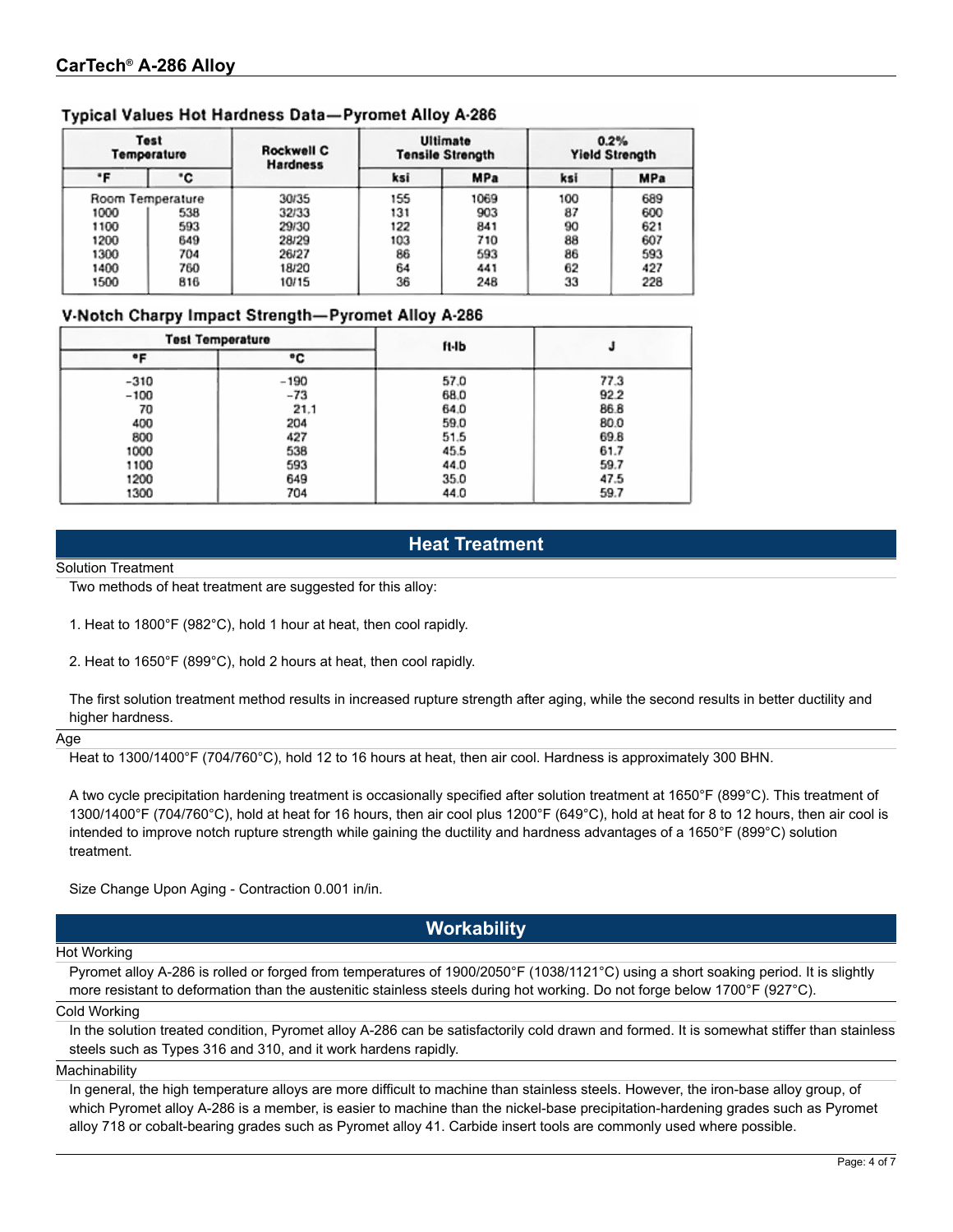## Typical Values Hot Hardness Data—Pyromet Alloy A-286

| Test Temperature | | Rockwell C Hardness | Ultimate Tensile Strength | | 0.2% Yield Strength | |
|---|---|---|---|---|---|---|
| °F | °C | | ksi | MPa | ksi | MPa |
| Room Temperature | | 30/35 | 155 | 1069 | 100 | 689 |
| 1000 | 538 | 32/33 | 131 | 903 | 87 | 600 |
| 1100 | 593 | 29/30 | 122 | 841 | 90 | 621 |
| 1200 | 649 | 28/29 | 103 | 710 | 88 | 607 |
| 1300 | 704 | 26/27 | 86 | 593 | 86 | 593 |
| 1400 | 760 | 18/20 | 64 | 441 | 62 | 427 |
| 1500 | 816 | 10/15 | 36 | 248 | 33 | 228 |

## V-Notch Charpy Impact Strength—Pyromet Alloy A-286

| Test Temperature | | ft-lb | J |
|---|---|---|---|
| °F | °C | | |
| −310 | −190 | 57.0 | 77.3 |
| −100 | −73 | 68.0 | 92.2 |
| 70 | 21.1 | 64.0 | 86.8 |
| 400 | 204 | 59.0 | 80.0 |
| 800 | 427 | 51.5 | 69.8 |
| 1000 | 538 | 45.5 | 61.7 |
| 1100 | 593 | 44.0 | 59.7 |
| 1200 | 649 | 35.0 | 47.5 |
| 1300 | 704 | 44.0 | 59.7 |

## Heat Treatment

### Solution Treatment

Two methods of heat treatment are suggested for this alloy:

1. Heat to 1800°F (982°C), hold 1 hour at heat, then cool rapidly.

2. Heat to 1650°F (899°C), hold 2 hours at heat, then cool rapidly.

The first solution treatment method results in increased rupture strength after aging, while the second results in better ductility and higher hardness.

### Age

Heat to 1300/1400°F (704/760°C), hold 12 to 16 hours at heat, then air cool. Hardness is approximately 300 BHN.

A two cycle precipitation hardening treatment is occasionally specified after solution treatment at 1650°F (899°C). This treatment of 1300/1400°F (704/760°C), hold at heat for 16 hours, then air cool plus 1200°F (649°C), hold at heat for 8 to 12 hours, then air cool is intended to improve notch rupture strength while gaining the ductility and hardness advantages of a 1650°F (899°C) solution treatment.

Size Change Upon Aging - Contraction 0.001 in/in.

## Workability

### Hot Working

Pyromet alloy A-286 is rolled or forged from temperatures of 1900/2050°F (1038/1121°C) using a short soaking period. It is slightly more resistant to deformation than the austenitic stainless steels during hot working. Do not forge below 1700°F (927°C).

### Cold Working

In the solution treated condition, Pyromet alloy A-286 can be satisfactorily cold drawn and formed. It is somewhat stiffer than stainless steels such as Types 316 and 310, and it work hardens rapidly.

### Machinability

In general, the high temperature alloys are more difficult to machine than stainless steels. However, the iron-base alloy group, of which Pyromet alloy A-286 is a member, is easier to machine than the nickel-base precipitation-hardening grades such as Pyromet alloy 718 or cobalt-bearing grades such as Pyromet alloy 41. Carbide insert tools are commonly used where possible.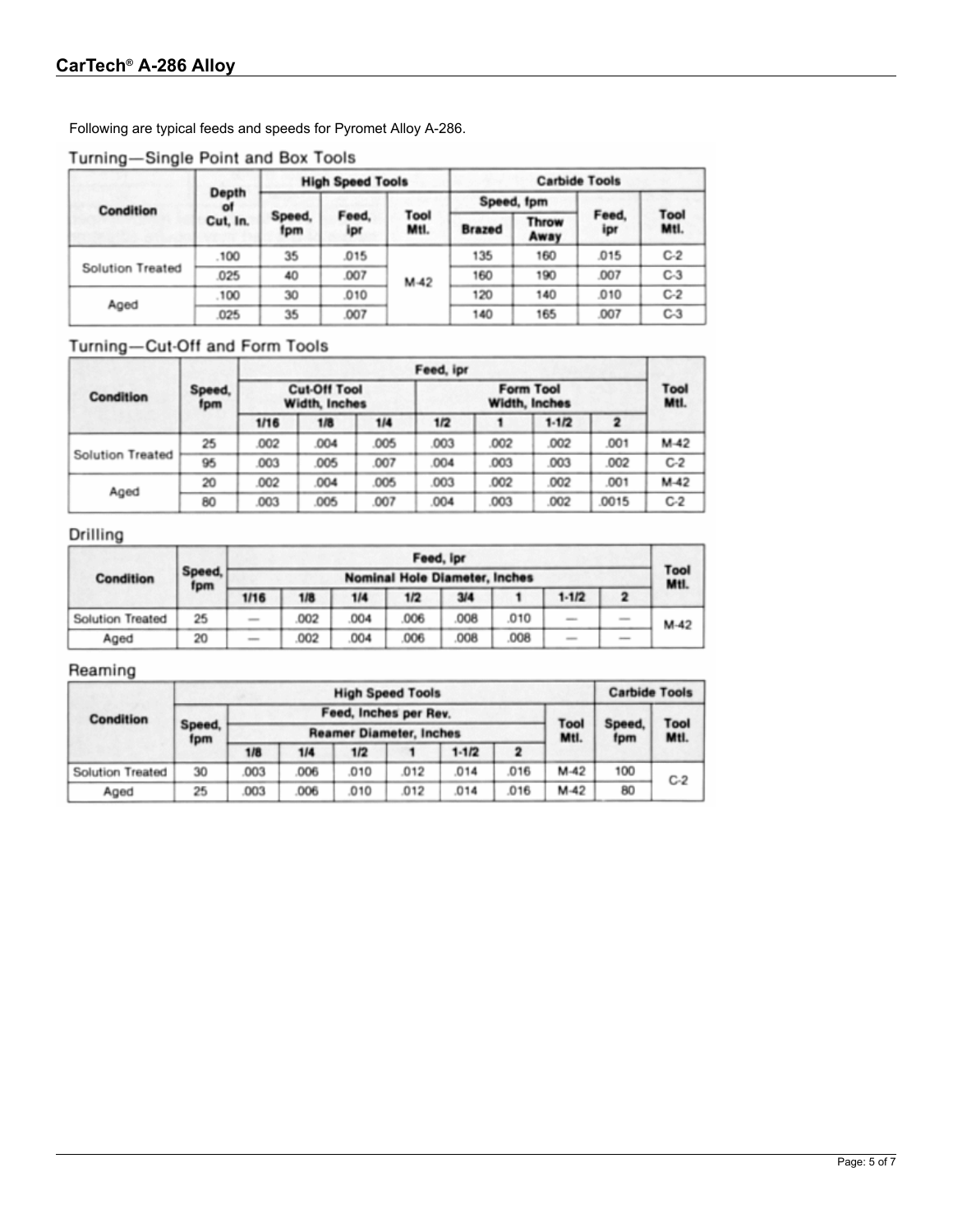Following are typical feeds and speeds for Pyromet Alloy A-286.

### Turning—Single Point and Box Tools

| Condition | Depth of Cut, In. | High Speed Tools | | | Carbide Tools | | | |
|---|---|---|---|---|---|---|---|---|
| | | Speed, fpm | Feed, ipr | Tool Mtl. | Speed, fpm | | Feed, ipr | Tool Mtl. |
| | | | | | Brazed | Throw Away | | |
| Solution Treated | .100 | 35 | .015 | M-42 | 135 | 160 | .015 | C-2 |
| | .025 | 40 | .007 | | 160 | 190 | .007 | C-3 |
| Aged | .100 | 30 | .010 | | 120 | 140 | .010 | C-2 |
| | .025 | 35 | .007 | | 140 | 165 | .007 | C-3 |

### Turning—Cut-Off and Form Tools

| Condition | Speed, fpm | Feed, ipr | | | | | | | Tool Mtl. |
|---|---|---|---|---|---|---|---|---|---|
| | | Cut-Off Tool Width, Inches | | | Form Tool Width, Inches | | | | |
| | | 1/16 | 1/8 | 1/4 | 1/2 | 1 | 1-1/2 | 2 | |
| Solution Treated | 25 | .002 | .004 | .005 | .003 | .002 | .002 | .001 | M-42 |
| | 95 | .003 | .005 | .007 | .004 | .003 | .003 | .002 | C-2 |
| Aged | 20 | .002 | .004 | .005 | .003 | .002 | .002 | .001 | M-42 |
| | 80 | .003 | .005 | .007 | .004 | .003 | .002 | .0015 | C-2 |

### Drilling

| Condition | Speed, fpm | Feed, ipr | | | | | | | | Tool Mtl. |
|---|---|---|---|---|---|---|---|---|---|---|
| | | Nominal Hole Diameter, Inches | | | | | | | | |
| | | 1/16 | 1/8 | 1/4 | 1/2 | 3/4 | 1 | 1-1/2 | 2 | |
| Solution Treated | 25 | — | .002 | .004 | .006 | .008 | .010 | — | — | M-42 |
| Aged | 20 | — | .002 | .004 | .006 | .008 | .008 | — | — | |

### Reaming

| Condition | High Speed Tools | | | | | | | | Carbide Tools | |
|---|---|---|---|---|---|---|---|---|---|---|
| | Speed, fpm | Feed, Inches per Rev. | | | | | | Tool Mtl. | Speed, fpm | Tool Mtl. |
| | | Reamer Diameter, Inches | | | | | | | | |
| | | 1/8 | 1/4 | 1/2 | 1 | 1-1/2 | 2 | | | |
| Solution Treated | 30 | .003 | .006 | .010 | .012 | .014 | .016 | M-42 | 100 | C-2 |
| Aged | 25 | .003 | .006 | .010 | .012 | .014 | .016 | M-42 | 80 | |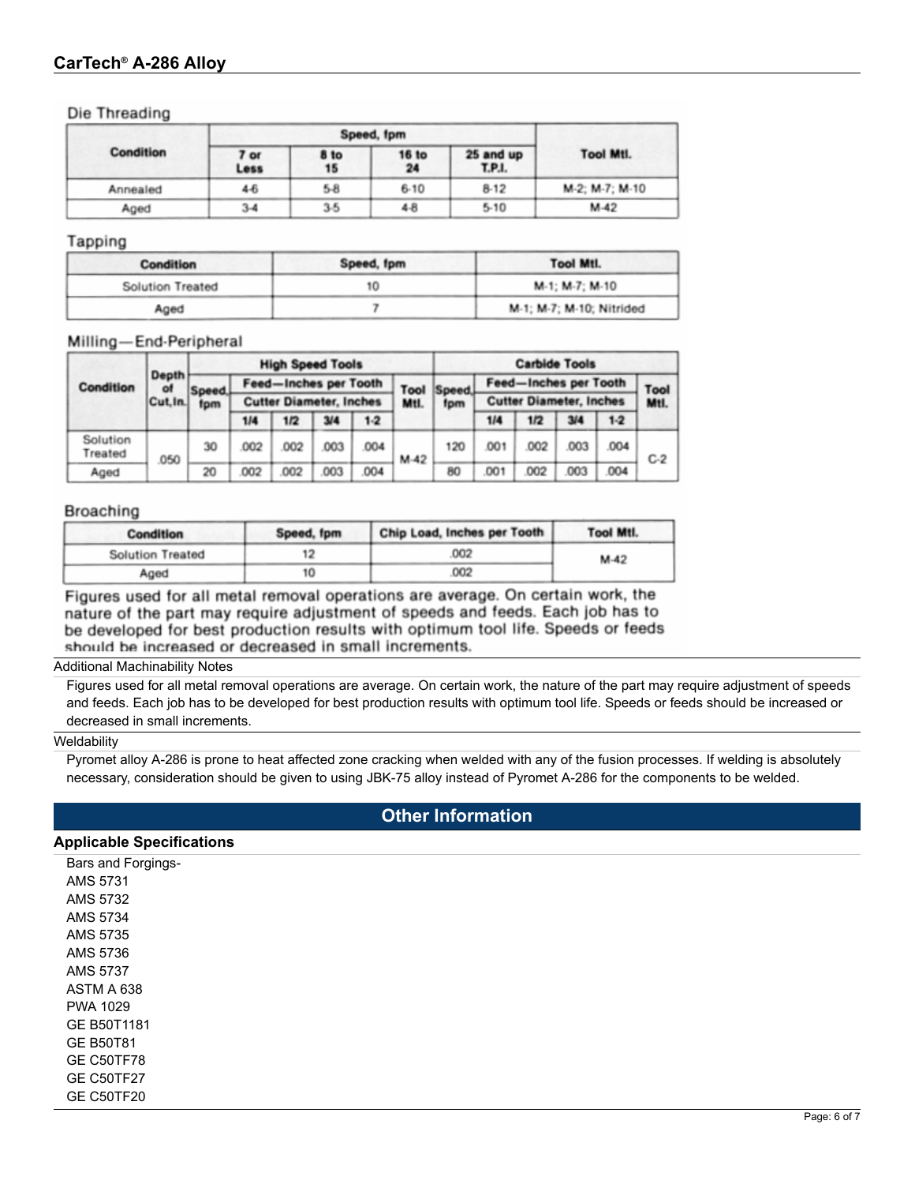## Die Threading

| Condition | Speed, fpm | | | | Tool Mtl. |
|---|---|---|---|---|---|
| | 7 or Less | 8 to 15 | 16 to 24 | 25 and up T.P.I. | |
| Annealed | 4-6 | 5-8 | 6-10 | 8-12 | M-2; M-7; M-10 |
| Aged | 3-4 | 3-5 | 4-8 | 5-10 | M-42 |

## Tapping

| Condition | Speed, fpm | Tool Mtl. |
|---|---|---|
| Solution Treated | 10 | M-1; M-7; M-10 |
| Aged | 7 | M-1; M-7; M-10; Nitrided |

## Milling—End-Peripheral

| Condition | Depth of Cut, In. | High Speed Tools | | | | | | Carbide Tools | | | | | |
|---|---|---|---|---|---|---|---|---|---|---|---|---|---|
| | | Speed, fpm | Feed—Inches per Tooth | | | | Tool Mtl. | Speed, fpm | Feed—Inches per Tooth | | | | Tool Mtl. |
| | | | Cutter Diameter, Inches | | | | | | Cutter Diameter, Inches | | | | |
| | | | 1/4 | 1/2 | 3/4 | 1-2 | | | 1/4 | 1/2 | 3/4 | 1-2 | |
| Solution Treated | .050 | 30 | .002 | .002 | .003 | .004 | M-42 | 120 | .001 | .002 | .003 | .004 | C-2 |
| Aged | .050 | 20 | .002 | .002 | .003 | .004 | M-42 | 80 | .001 | .002 | .003 | .004 | C-2 |

## Broaching

| Condition | Speed, fpm | Chip Load, Inches per Tooth | Tool Mtl. |
|---|---|---|---|
| Solution Treated | 12 | .002 | M-42 |
| Aged | 10 | .002 | M-42 |

Figures used for all metal removal operations are average. On certain work, the nature of the part may require adjustment of speeds and feeds. Each job has to be developed for best production results with optimum tool life. Speeds or feeds should be increased or decreased in small increments.

### Additional Machinability Notes

Figures used for all metal removal operations are average. On certain work, the nature of the part may require adjustment of speeds and feeds. Each job has to be developed for best production results with optimum tool life. Speeds or feeds should be increased or decreased in small increments.

### Weldability

Pyromet alloy A-286 is prone to heat affected zone cracking when welded with any of the fusion processes. If welding is absolutely necessary, consideration should be given to using JBK-75 alloy instead of Pyromet A-286 for the components to be welded.

## Other Information

### Applicable Specifications

Bars and Forgings-
AMS 5731
AMS 5732
AMS 5734
AMS 5735
AMS 5736
AMS 5737
ASTM A 638
PWA 1029
GE B50T1181
GE B50T81
GE C50TF78
GE C50TF27
GE C50TF20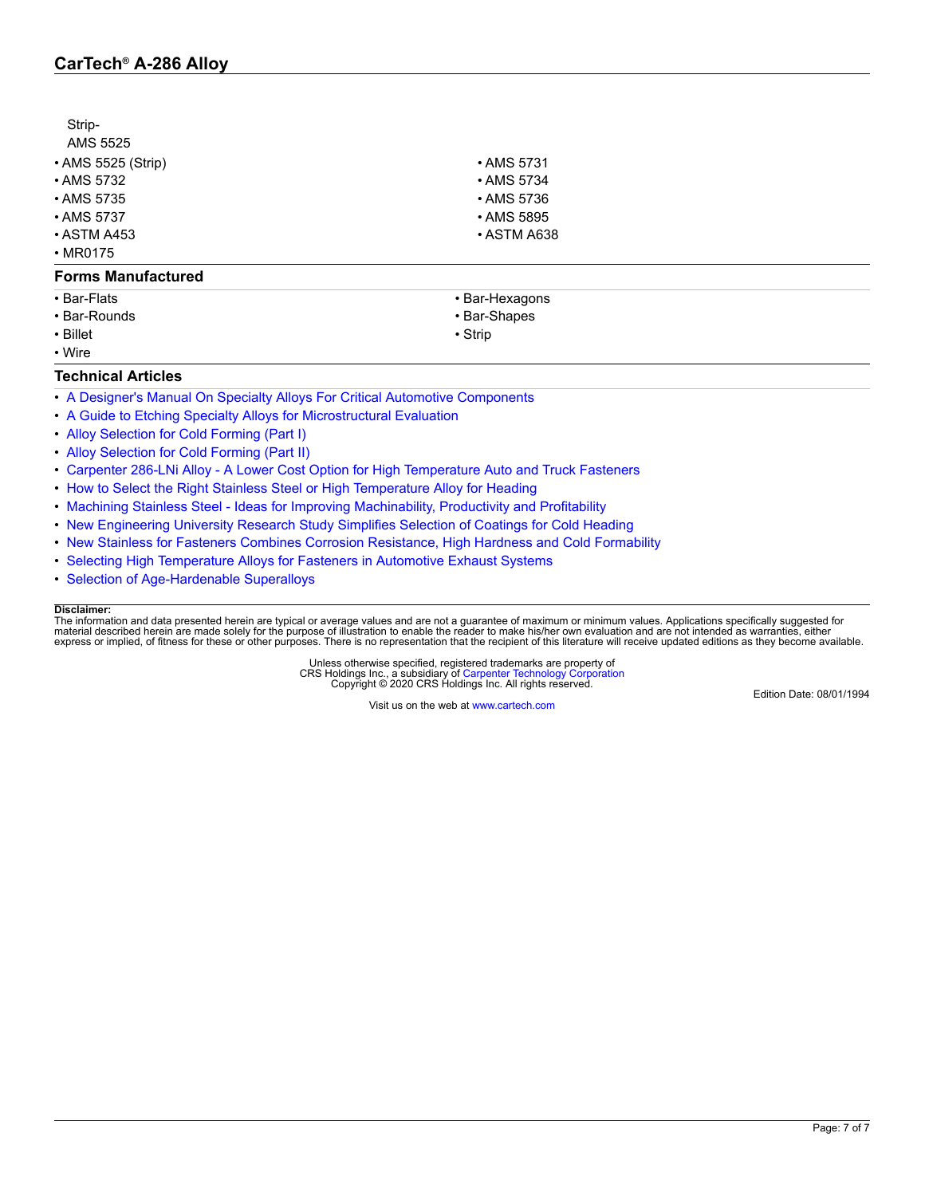Strip-
AMS 5525

- AMS 5525 (Strip)
- AMS 5731
- AMS 5732
- AMS 5734
- AMS 5735
- AMS 5736
- AMS 5737
- AMS 5895
- ASTM A453
- ASTM A638
- MR0175

## Forms Manufactured

- Bar-Flats
- Bar-Hexagons
- Bar-Rounds
- Bar-Shapes
- Billet
- Strip
- Wire

## Technical Articles

- A Designer's Manual On Specialty Alloys For Critical Automotive Components
- A Guide to Etching Specialty Alloys for Microstructural Evaluation
- Alloy Selection for Cold Forming (Part I)
- Alloy Selection for Cold Forming (Part II)
- Carpenter 286-LNi Alloy - A Lower Cost Option for High Temperature Auto and Truck Fasteners
- How to Select the Right Stainless Steel or High Temperature Alloy for Heading
- Machining Stainless Steel - Ideas for Improving Machinability, Productivity and Profitability
- New Engineering University Research Study Simplifies Selection of Coatings for Cold Heading
- New Stainless for Fasteners Combines Corrosion Resistance, High Hardness and Cold Formability
- Selecting High Temperature Alloys for Fasteners in Automotive Exhaust Systems
- Selection of Age-Hardenable Superalloys

**Disclaimer:**
The information and data presented herein are typical or average values and are not a guarantee of maximum or minimum values. Applications specifically suggested for material described herein are made solely for the purpose of illustration to enable the reader to make his/her own evaluation and are not intended as warranties, either express or implied, of fitness for these or other purposes. There is no representation that the recipient of this literature will receive updated editions as they become available.

Unless otherwise specified, registered trademarks are property of
CRS Holdings Inc., a subsidiary of Carpenter Technology Corporation
Copyright © 2020 CRS Holdings Inc. All rights reserved.

Edition Date: 08/01/1994

Visit us on the web at www.cartech.com